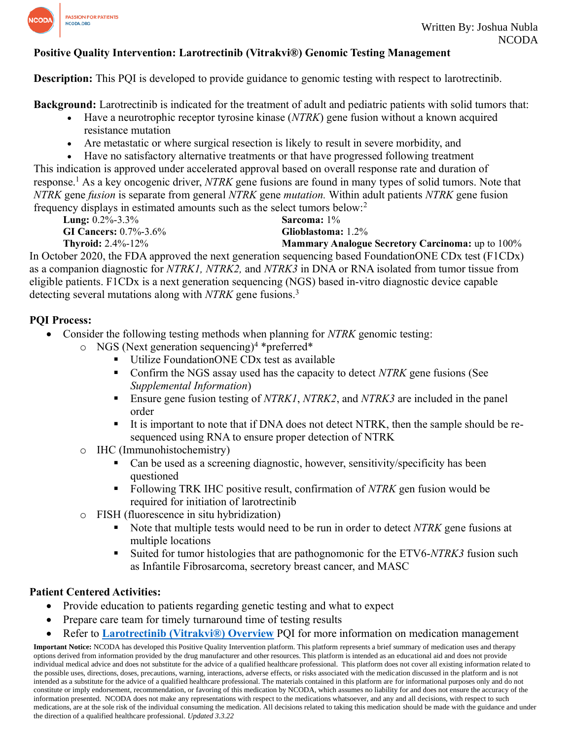Written By: Joshua Nubla
NCODA

# Positive Quality Intervention: Larotrectinib (Vitrakvi®) Genomic Testing Management

**Description:** This PQI is developed to provide guidance to genomic testing with respect to larotrectinib.

**Background:** Larotrectinib is indicated for the treatment of adult and pediatric patients with solid tumors that:

- Have a neurotrophic receptor tyrosine kinase (*NTRK*) gene fusion without a known acquired resistance mutation
- Are metastatic or where surgical resection is likely to result in severe morbidity, and
- Have no satisfactory alternative treatments or that have progressed following treatment

This indication is approved under accelerated approval based on overall response rate and duration of response.[1] As a key oncogenic driver, *NTRK* gene fusions are found in many types of solid tumors. Note that *NTRK* gene *fusion* is separate from general *NTRK* gene *mutation.* Within adult patients *NTRK* gene fusion frequency displays in estimated amounts such as the select tumors below:[2]

**Lung:** 0.2%-3.3%
**GI Cancers:** 0.7%-3.6%
**Thyroid:** 2.4%-12%
**Sarcoma:** 1%
**Glioblastoma:** 1.2%
**Mammary Analogue Secretory Carcinoma:** up to 100%

In October 2020, the FDA approved the next generation sequencing based FoundationONE CDx test (F1CDx) as a companion diagnostic for *NTRK1, NTRK2,* and *NTRK3* in DNA or RNA isolated from tumor tissue from eligible patients. F1CDx is a next generation sequencing (NGS) based in-vitro diagnostic device capable detecting several mutations along with *NTRK* gene fusions.[3]

## PQI Process:

- Consider the following testing methods when planning for *NTRK* genomic testing:
  - NGS (Next generation sequencing)[4] *preferred*
    - Utilize FoundationONE CDx test as available
    - Confirm the NGS assay used has the capacity to detect *NTRK* gene fusions (See *Supplemental Information*)
    - Ensure gene fusion testing of *NTRK1*, *NTRK2*, and *NTRK3* are included in the panel order
    - It is important to note that if DNA does not detect NTRK, then the sample should be re-sequenced using RNA to ensure proper detection of NTRK
  - IHC (Immunohistochemistry)
    - Can be used as a screening diagnostic, however, sensitivity/specificity has been questioned
    - Following TRK IHC positive result, confirmation of *NTRK* gen fusion would be required for initiation of larotrectinib
  - FISH (fluorescence in situ hybridization)
    - Note that multiple tests would need to be run in order to detect *NTRK* gene fusions at multiple locations
    - Suited for tumor histologies that are pathognomonic for the ETV6-*NTRK3* fusion such as Infantile Fibrosarcoma, secretory breast cancer, and MASC

## Patient Centered Activities:

- Provide education to patients regarding genetic testing and what to expect
- Prepare care team for timely turnaround time of testing results
- Refer to **Larotrectinib (Vitrakvi®) Overview** PQI for more information on medication management

**Important Notice:** NCODA has developed this Positive Quality Intervention platform. This platform represents a brief summary of medication uses and therapy options derived from information provided by the drug manufacturer and other resources. This platform is intended as an educational aid and does not provide individual medical advice and does not substitute for the advice of a qualified healthcare professional. This platform does not cover all existing information related to the possible uses, directions, doses, precautions, warning, interactions, adverse effects, or risks associated with the medication discussed in the platform and is not intended as a substitute for the advice of a qualified healthcare professional. The materials contained in this platform are for informational purposes only and do not constitute or imply endorsement, recommendation, or favoring of this medication by NCODA, which assumes no liability for and does not ensure the accuracy of the information presented. NCODA does not make any representations with respect to the medications whatsoever, and any and all decisions, with respect to such medications, are at the sole risk of the individual consuming the medication. All decisions related to taking this medication should be made with the guidance and under the direction of a qualified healthcare professional. *Updated 3.3.22*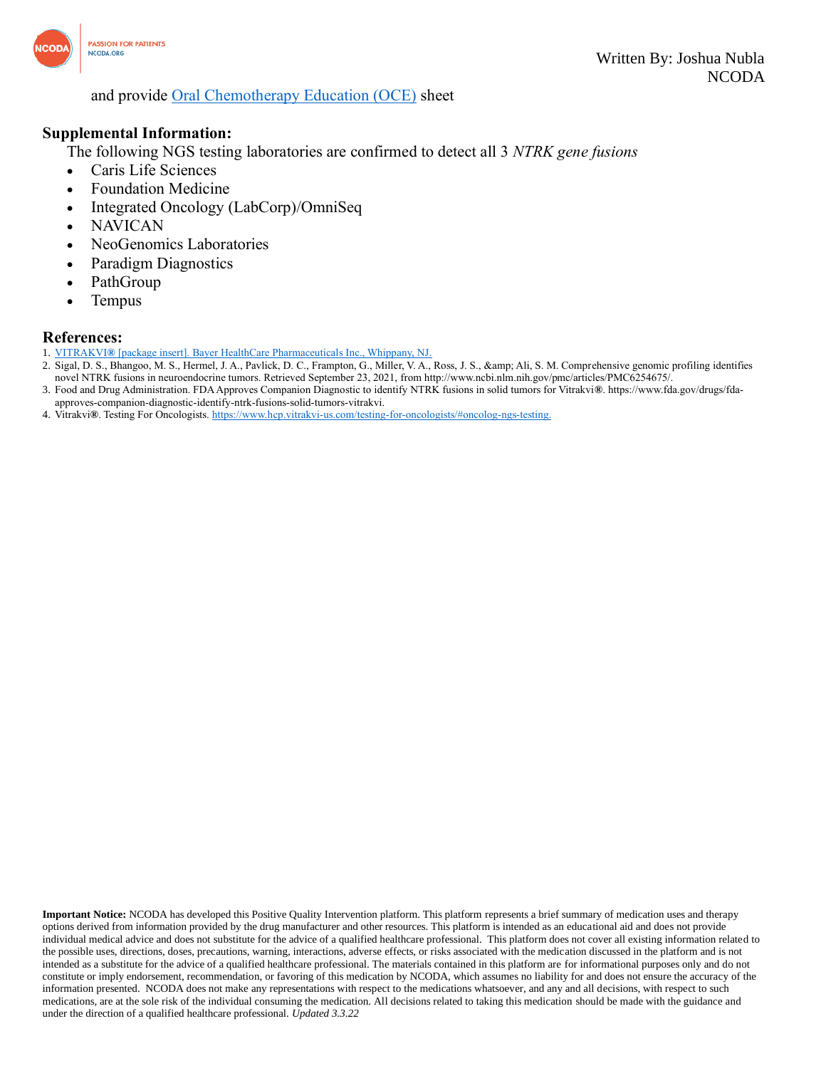Written By: Joshua Nubla
NCODA

and provide Oral Chemotherapy Education (OCE) sheet

## Supplemental Information:

The following NGS testing laboratories are confirmed to detect all 3 *NTRK gene fusions*

- Caris Life Sciences
- Foundation Medicine
- Integrated Oncology (LabCorp)/OmniSeq
- NAVICAN
- NeoGenomics Laboratories
- Paradigm Diagnostics
- PathGroup
- Tempus

## References:

1. VITRAKVI® [package insert]. Bayer HealthCare Pharmaceuticals Inc., Whippany, NJ.
2. Sigal, D. S., Bhangoo, M. S., Hermel, J. A., Pavlick, D. C., Frampton, G., Miller, V. A., Ross, J. S., &amp; Ali, S. M. Comprehensive genomic profiling identifies novel NTRK fusions in neuroendocrine tumors. Retrieved September 23, 2021, from http://www.ncbi.nlm.nih.gov/pmc/articles/PMC6254675/.
3. Food and Drug Administration. FDA Approves Companion Diagnostic to identify NTRK fusions in solid tumors for Vitrakvi®. https://www.fda.gov/drugs/fda-approves-companion-diagnostic-identify-ntrk-fusions-solid-tumors-vitrakvi.
4. Vitrakvi®. Testing For Oncologists. https://www.hcp.vitrakvi-us.com/testing-for-oncologists/#oncolog-ngs-testing.

**Important Notice:** NCODA has developed this Positive Quality Intervention platform. This platform represents a brief summary of medication uses and therapy options derived from information provided by the drug manufacturer and other resources. This platform is intended as an educational aid and does not provide individual medical advice and does not substitute for the advice of a qualified healthcare professional. This platform does not cover all existing information related to the possible uses, directions, doses, precautions, warning, interactions, adverse effects, or risks associated with the medication discussed in the platform and is not intended as a substitute for the advice of a qualified healthcare professional. The materials contained in this platform are for informational purposes only and do not constitute or imply endorsement, recommendation, or favoring of this medication by NCODA, which assumes no liability for and does not ensure the accuracy of the information presented. NCODA does not make any representations with respect to the medications whatsoever, and any and all decisions, with respect to such medications, are at the sole risk of the individual consuming the medication. All decisions related to taking this medication should be made with the guidance and under the direction of a qualified healthcare professional. *Updated 3.3.22*